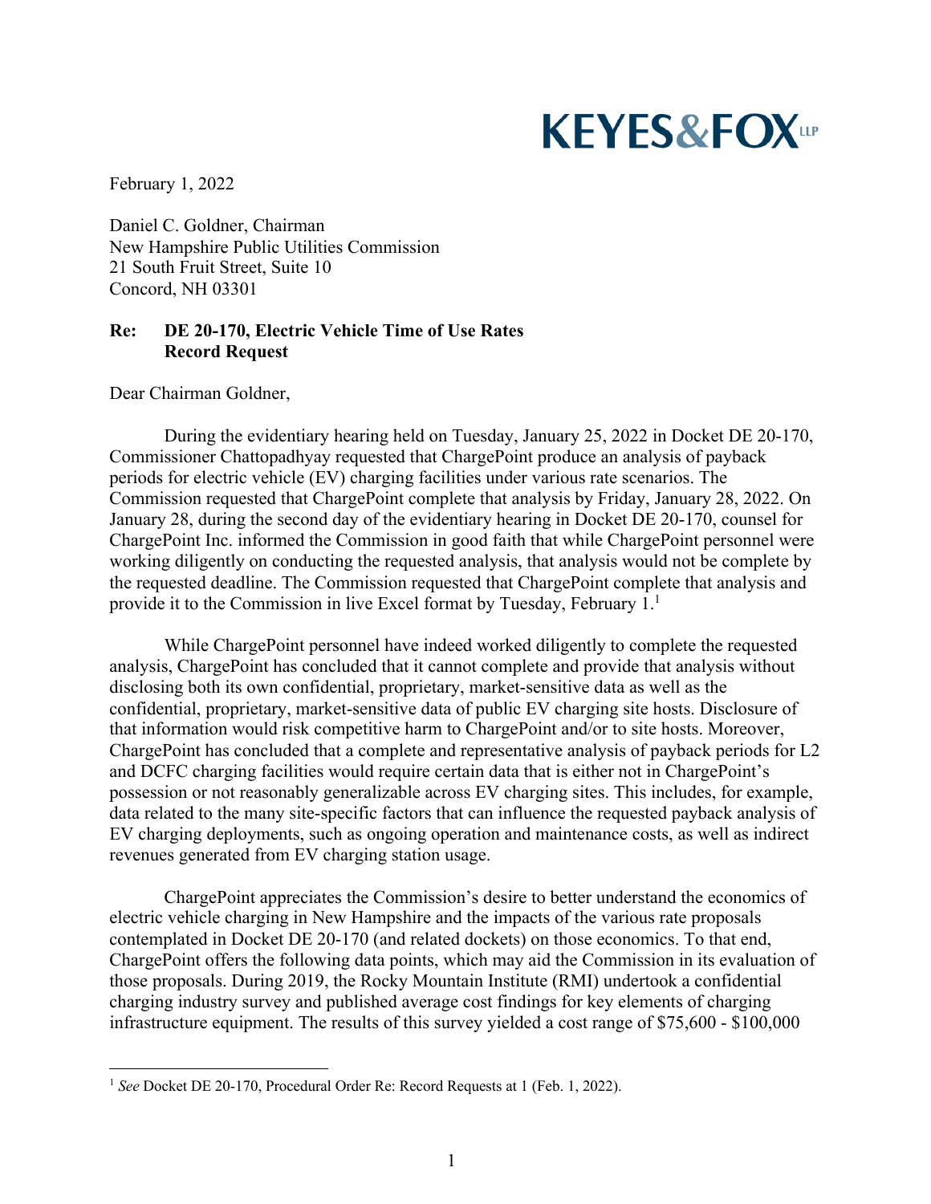**KEYES&FOX LLP**

February 1, 2022

Daniel C. Goldner, Chairman
New Hampshire Public Utilities Commission
21 South Fruit Street, Suite 10
Concord, NH 03301

**Re: DE 20-170, Electric Vehicle Time of Use Rates**
**Record Request**

Dear Chairman Goldner,

During the evidentiary hearing held on Tuesday, January 25, 2022 in Docket DE 20-170, Commissioner Chattopadhyay requested that ChargePoint produce an analysis of payback periods for electric vehicle (EV) charging facilities under various rate scenarios. The Commission requested that ChargePoint complete that analysis by Friday, January 28, 2022. On January 28, during the second day of the evidentiary hearing in Docket DE 20-170, counsel for ChargePoint Inc. informed the Commission in good faith that while ChargePoint personnel were working diligently on conducting the requested analysis, that analysis would not be complete by the requested deadline. The Commission requested that ChargePoint complete that analysis and provide it to the Commission in live Excel format by Tuesday, February 1.[1]

While ChargePoint personnel have indeed worked diligently to complete the requested analysis, ChargePoint has concluded that it cannot complete and provide that analysis without disclosing both its own confidential, proprietary, market-sensitive data as well as the confidential, proprietary, market-sensitive data of public EV charging site hosts. Disclosure of that information would risk competitive harm to ChargePoint and/or to site hosts. Moreover, ChargePoint has concluded that a complete and representative analysis of payback periods for L2 and DCFC charging facilities would require certain data that is either not in ChargePoint's possession or not reasonably generalizable across EV charging sites. This includes, for example, data related to the many site-specific factors that can influence the requested payback analysis of EV charging deployments, such as ongoing operation and maintenance costs, as well as indirect revenues generated from EV charging station usage.

ChargePoint appreciates the Commission's desire to better understand the economics of electric vehicle charging in New Hampshire and the impacts of the various rate proposals contemplated in Docket DE 20-170 (and related dockets) on those economics. To that end, ChargePoint offers the following data points, which may aid the Commission in its evaluation of those proposals. During 2019, the Rocky Mountain Institute (RMI) undertook a confidential charging industry survey and published average cost findings for key elements of charging infrastructure equipment. The results of this survey yielded a cost range of $75,600 - $100,000

---

[1] *See* Docket DE 20-170, Procedural Order Re: Record Requests at 1 (Feb. 1, 2022).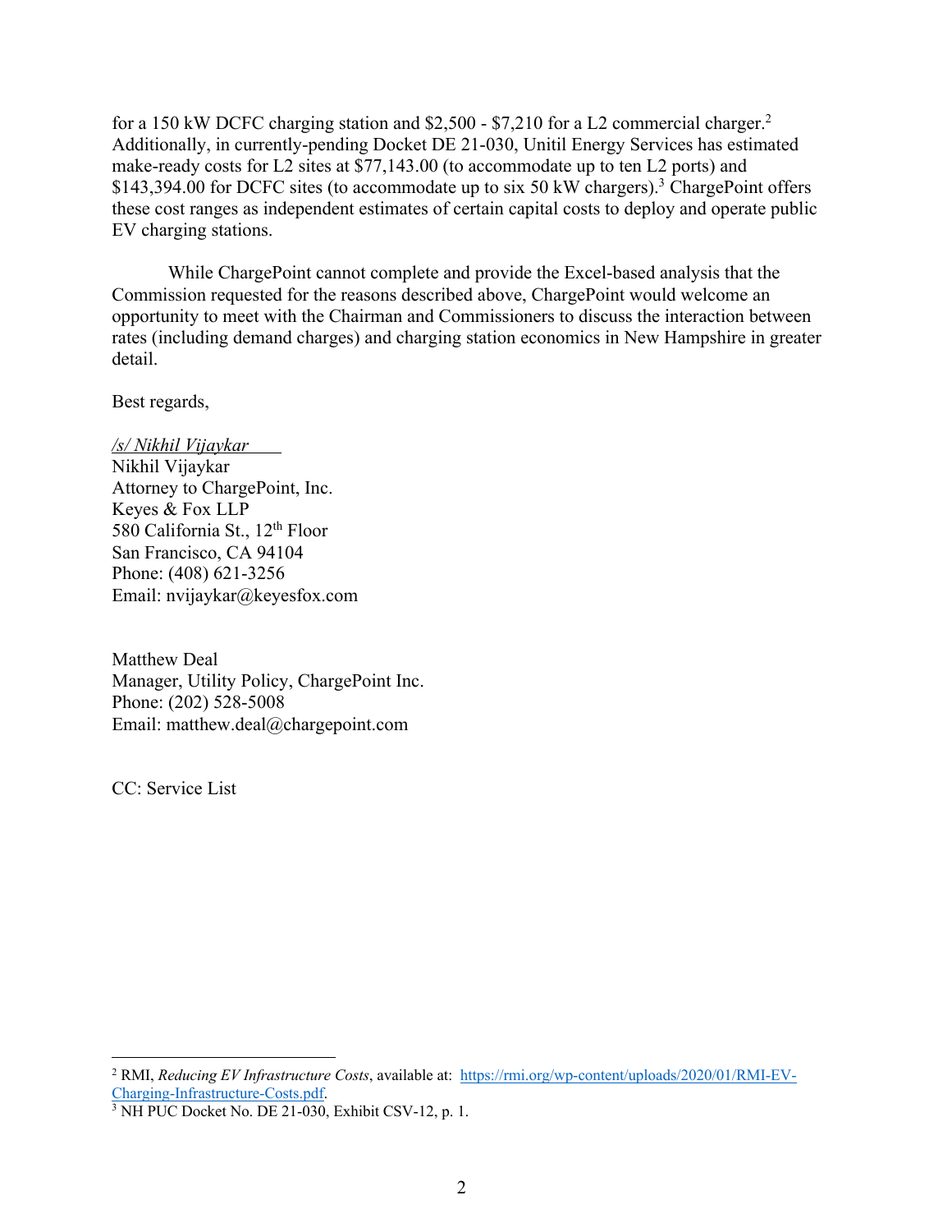for a 150 kW DCFC charging station and $2,500 - $7,210 for a L2 commercial charger.[2] Additionally, in currently-pending Docket DE 21-030, Unitil Energy Services has estimated make-ready costs for L2 sites at $77,143.00 (to accommodate up to ten L2 ports) and $143,394.00 for DCFC sites (to accommodate up to six 50 kW chargers).[3] ChargePoint offers these cost ranges as independent estimates of certain capital costs to deploy and operate public EV charging stations.

While ChargePoint cannot complete and provide the Excel-based analysis that the Commission requested for the reasons described above, ChargePoint would welcome an opportunity to meet with the Chairman and Commissioners to discuss the interaction between rates (including demand charges) and charging station economics in New Hampshire in greater detail.

Best regards,

*/s/ Nikhil Vijaykar*
Nikhil Vijaykar
Attorney to ChargePoint, Inc.
Keyes & Fox LLP
580 California St., 12th Floor
San Francisco, CA 94104
Phone: (408) 621-3256
Email: nvijaykar@keyesfox.com

Matthew Deal
Manager, Utility Policy, ChargePoint Inc.
Phone: (202) 528-5008
Email: matthew.deal@chargepoint.com

CC: Service List

---

[2] RMI, *Reducing EV Infrastructure Costs*, available at: https://rmi.org/wp-content/uploads/2020/01/RMI-EV-Charging-Infrastructure-Costs.pdf.

[3] NH PUC Docket No. DE 21-030, Exhibit CSV-12, p. 1.